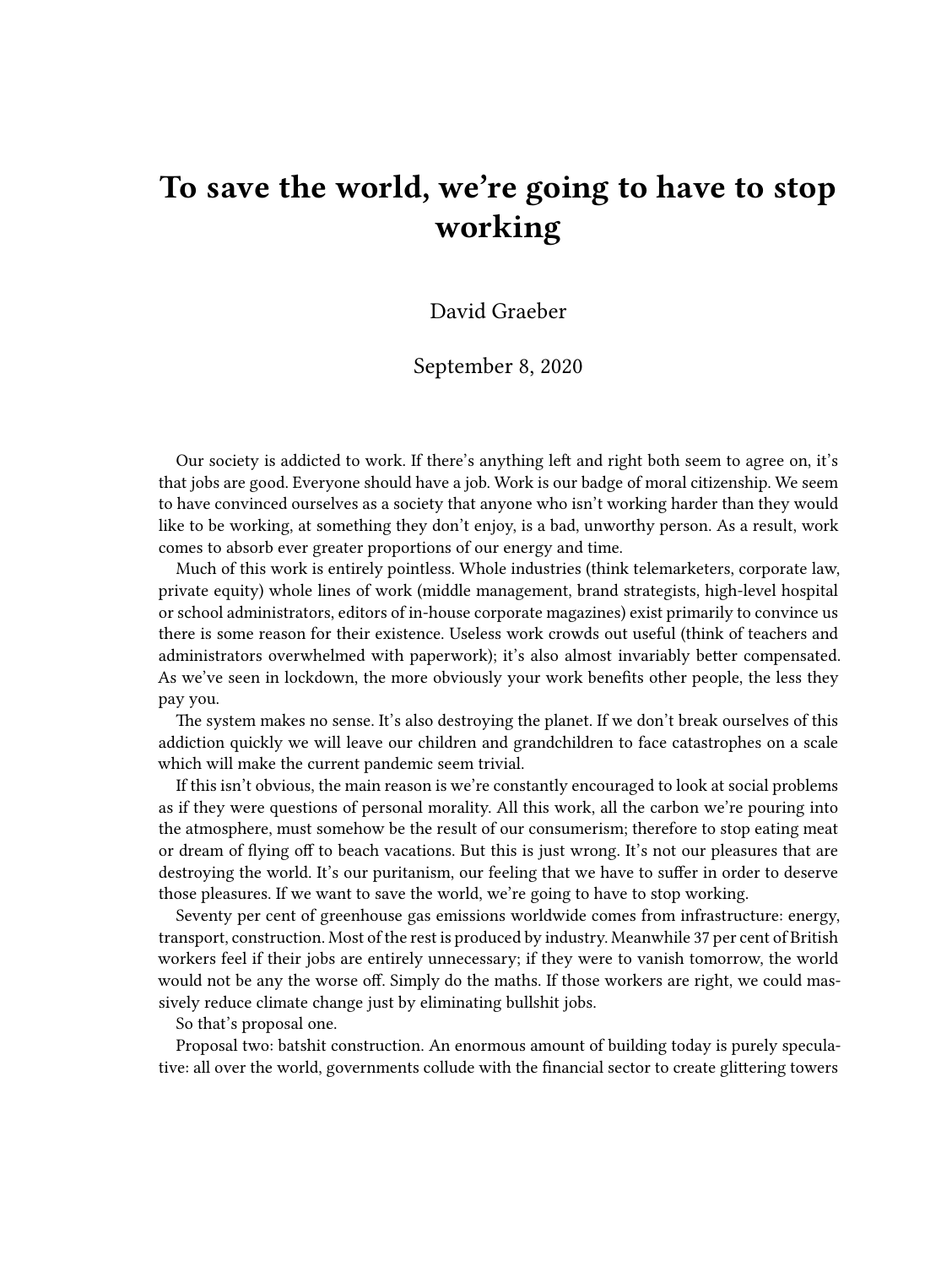# To save the world, we're going to have to stop working

David Graeber

September 8, 2020

Our society is addicted to work. If there's anything left and right both seem to agree on, it's that jobs are good. Everyone should have a job. Work is our badge of moral citizenship. We seem to have convinced ourselves as a society that anyone who isn't working harder than they would like to be working, at something they don't enjoy, is a bad, unworthy person. As a result, work comes to absorb ever greater proportions of our energy and time.

Much of this work is entirely pointless. Whole industries (think telemarketers, corporate law, private equity) whole lines of work (middle management, brand strategists, high-level hospital or school administrators, editors of in-house corporate magazines) exist primarily to convince us there is some reason for their existence. Useless work crowds out useful (think of teachers and administrators overwhelmed with paperwork); it's also almost invariably better compensated. As we've seen in lockdown, the more obviously your work benefits other people, the less they pay you.

The system makes no sense. It's also destroying the planet. If we don't break ourselves of this addiction quickly we will leave our children and grandchildren to face catastrophes on a scale which will make the current pandemic seem trivial.

If this isn't obvious, the main reason is we're constantly encouraged to look at social problems as if they were questions of personal morality. All this work, all the carbon we're pouring into the atmosphere, must somehow be the result of our consumerism; therefore to stop eating meat or dream of flying off to beach vacations. But this is just wrong. It's not our pleasures that are destroying the world. It's our puritanism, our feeling that we have to suffer in order to deserve those pleasures. If we want to save the world, we're going to have to stop working.

Seventy per cent of greenhouse gas emissions worldwide comes from infrastructure: energy, transport, construction. Most of the rest is produced by industry. Meanwhile 37 per cent of British workers feel if their jobs are entirely unnecessary; if they were to vanish tomorrow, the world would not be any the worse off. Simply do the maths. If those workers are right, we could massively reduce climate change just by eliminating bullshit jobs.

So that's proposal one.

Proposal two: batshit construction. An enormous amount of building today is purely speculative: all over the world, governments collude with the financial sector to create glittering towers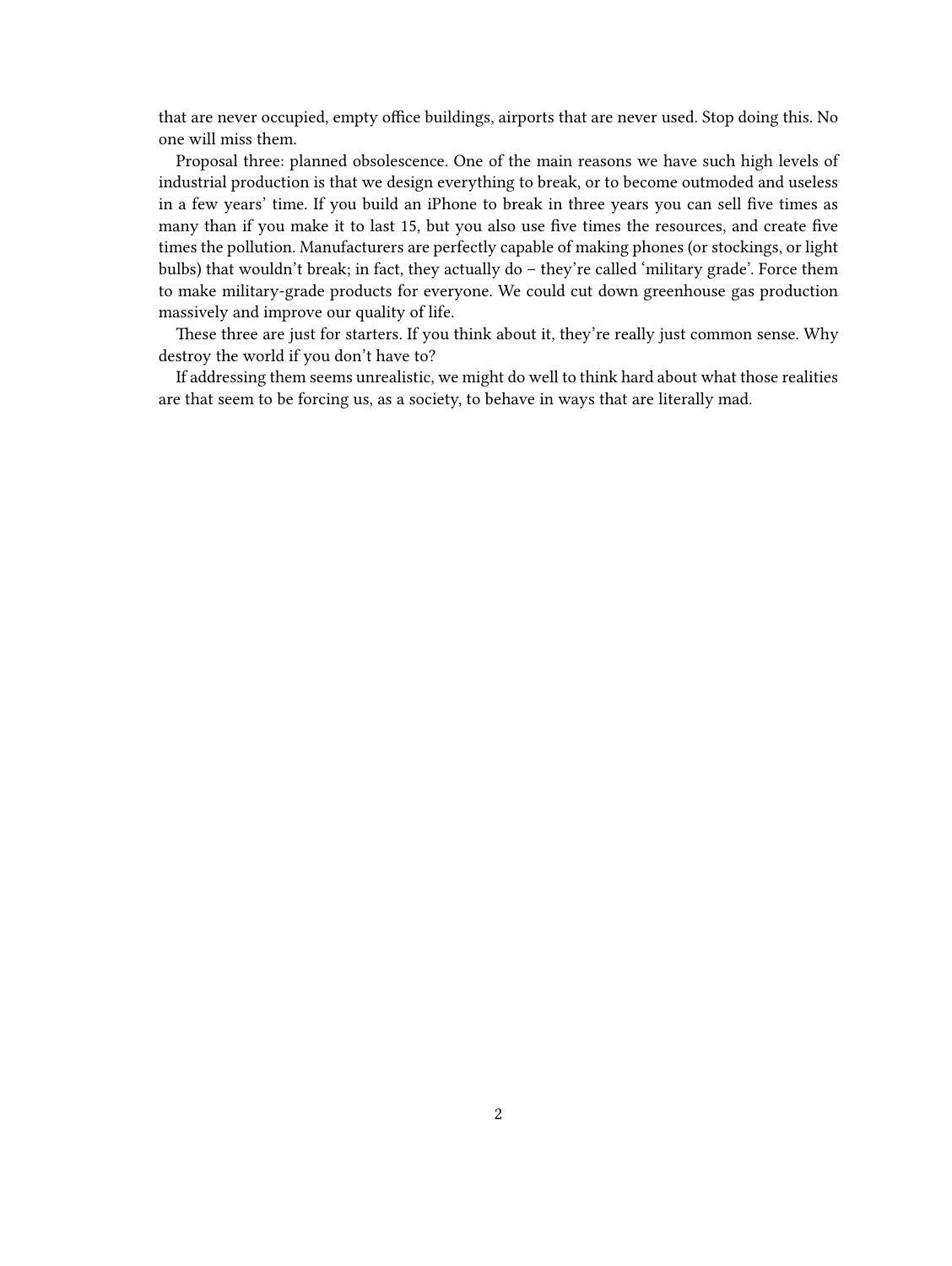that are never occupied, empty office buildings, airports that are never used. Stop doing this. No one will miss them.

Proposal three: planned obsolescence. One of the main reasons we have such high levels of industrial production is that we design everything to break, or to become outmoded and useless in a few years' time. If you build an iPhone to break in three years you can sell five times as many than if you make it to last 15, but you also use five times the resources, and create five times the pollution. Manufacturers are perfectly capable of making phones (or stockings, or light bulbs) that wouldn't break; in fact, they actually do – they're called 'military grade'. Force them to make military-grade products for everyone. We could cut down greenhouse gas production massively and improve our quality of life.

These three are just for starters. If you think about it, they're really just common sense. Why destroy the world if you don't have to?

If addressing them seems unrealistic, we might do well to think hard about what those realities are that seem to be forcing us, as a society, to behave in ways that are literally mad.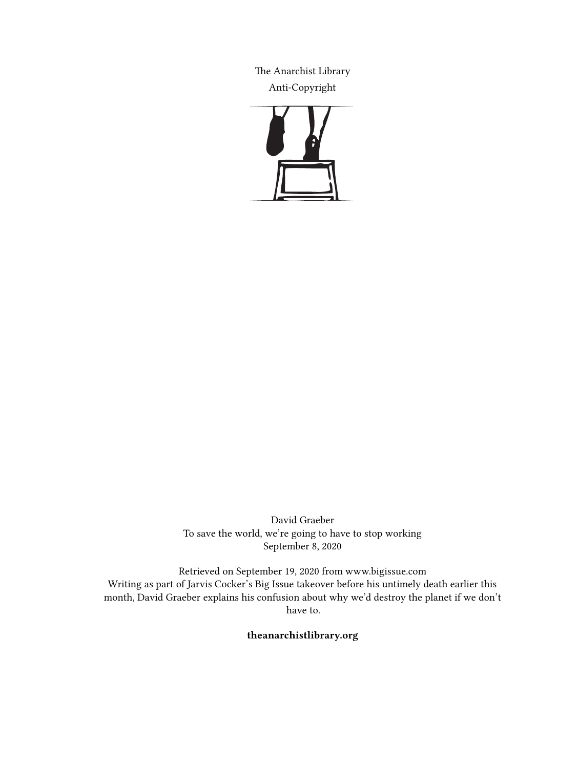The Anarchist Library
Anti-Copyright

David Graeber
To save the world, we're going to have to stop working
September 8, 2020

Retrieved on September 19, 2020 from www.bigissue.com
Writing as part of Jarvis Cocker's Big Issue takeover before his untimely death earlier this month, David Graeber explains his confusion about why we'd destroy the planet if we don't have to.

**theanarchistlibrary.org**